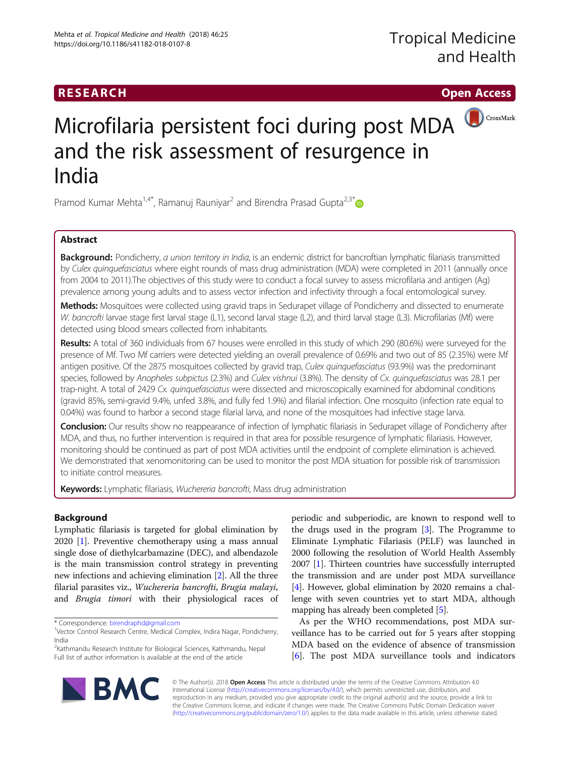RESEARCH

Open Access

# Microfilaria persistent foci during post MDA and the risk assessment of resurgence in India

Pramod Kumar Mehta[1,4*], Ramanuj Rauniyar[2] and Birendra Prasad Gupta[2,3*]

## Abstract

**Background:** Pondicherry, *a union territory in India*, is an endemic district for bancroftian lymphatic filariasis transmitted by *Culex quinquefasciatus* where eight rounds of mass drug administration (MDA) were completed in 2011 (annually once from 2004 to 2011).The objectives of this study were to conduct a focal survey to assess microfilaria and antigen (Ag) prevalence among young adults and to assess vector infection and infectivity through a focal entomological survey.

**Methods:** Mosquitoes were collected using gravid traps in Sedurapet village of Pondicherry and dissected to enumerate *W. bancrofti* larvae stage first larval stage (L1), second larval stage (L2), and third larval stage (L3). Microfilarias (Mf) were detected using blood smears collected from inhabitants.

**Results:** A total of 360 individuals from 67 houses were enrolled in this study of which 290 (80.6%) were surveyed for the presence of Mf. Two Mf carriers were detected yielding an overall prevalence of 0.69% and two out of 85 (2.35%) were Mf antigen positive. Of the 2875 mosquitoes collected by gravid trap, *Culex quinquefasciatus* (93.9%) was the predominant species, followed by *Anopheles subpictus* (2.3%) and *Culex vishnui* (3.8%). The density of *Cx. quinquefasciatus* was 28.1 per trap-night. A total of 2429 *Cx. quinquefasciatus* were dissected and microscopically examined for abdominal conditions (gravid 85%, semi-gravid 9.4%, unfed 3.8%, and fully fed 1.9%) and filarial infection. One mosquito (infection rate equal to 0.04%) was found to harbor a second stage filarial larva, and none of the mosquitoes had infective stage larva.

**Conclusion:** Our results show no reappearance of infection of lymphatic filariasis in Sedurapet village of Pondicherry after MDA, and thus, no further intervention is required in that area for possible resurgence of lymphatic filariasis. However, monitoring should be continued as part of post MDA activities until the endpoint of complete elimination is achieved. We demonstrated that xenomonitoring can be used to monitor the post MDA situation for possible risk of transmission to initiate control measures.

**Keywords:** Lymphatic filariasis, *Wuchereria bancrofti*, Mass drug administration

## Background

Lymphatic filariasis is targeted for global elimination by 2020 [1]. Preventive chemotherapy using a mass annual single dose of diethylcarbamazine (DEC), and albendazole is the main transmission control strategy in preventing new infections and achieving elimination [2]. All the three filarial parasites viz., *Wuchereria bancrofti*, *Brugia malayi*, and *Brugia timori* with their physiological races of periodic and subperiodic, are known to respond well to the drugs used in the program [3]. The Programme to Eliminate Lymphatic Filariasis (PELF) was launched in 2000 following the resolution of World Health Assembly 2007 [1]. Thirteen countries have successfully interrupted the transmission and are under post MDA surveillance [4]. However, global elimination by 2020 remains a challenge with seven countries yet to start MDA, although mapping has already been completed [5].

As per the WHO recommendations, post MDA surveillance has to be carried out for 5 years after stopping MDA based on the evidence of absence of transmission [6]. The post MDA surveillance tools and indicators

* Correspondence: birendraphd@gmail.com
[1]Vector Control Research Centre, Medical Complex, Indira Nagar, Pondicherry, India
[2]Kathmandu Research Institute for Biological Sciences, Kathmandu, Nepal
Full list of author information is available at the end of the article

© The Author(s). 2018 **Open Access** This article is distributed under the terms of the Creative Commons Attribution 4.0 International License (http://creativecommons.org/licenses/by/4.0/), which permits unrestricted use, distribution, and reproduction in any medium, provided you give appropriate credit to the original author(s) and the source, provide a link to the Creative Commons license, and indicate if changes were made. The Creative Commons Public Domain Dedication waiver (http://creativecommons.org/publicdomain/zero/1.0/) applies to the data made available in this article, unless otherwise stated.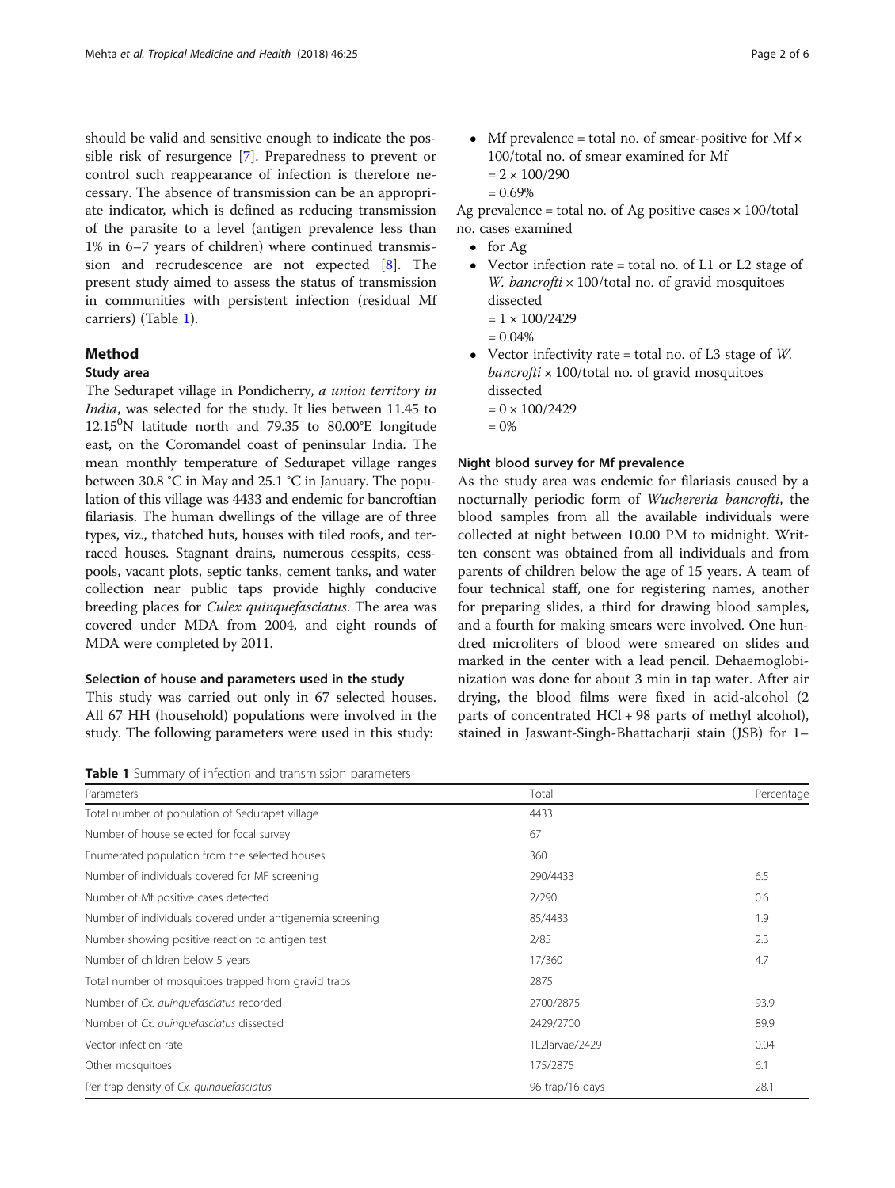should be valid and sensitive enough to indicate the possible risk of resurgence [7]. Preparedness to prevent or control such reappearance of infection is therefore necessary. The absence of transmission can be an appropriate indicator, which is defined as reducing transmission of the parasite to a level (antigen prevalence less than 1% in 6–7 years of children) where continued transmission and recrudescence are not expected [8]. The present study aimed to assess the status of transmission in communities with persistent infection (residual Mf carriers) (Table 1).

## Method

### Study area

The Sedurapet village in Pondicherry, *a union territory in India*, was selected for the study. It lies between 11.45 to 12.15$^0$N latitude north and 79.35 to 80.00°E longitude east, on the Coromandel coast of peninsular India. The mean monthly temperature of Sedurapet village ranges between 30.8 °C in May and 25.1 °C in January. The population of this village was 4433 and endemic for bancroftian filariasis. The human dwellings of the village are of three types, viz., thatched huts, houses with tiled roofs, and terraced houses. Stagnant drains, numerous cesspits, cesspools, vacant plots, septic tanks, cement tanks, and water collection near public taps provide highly conducive breeding places for *Culex quinquefasciatus*. The area was covered under MDA from 2004, and eight rounds of MDA were completed by 2011.

### Selection of house and parameters used in the study

This study was carried out only in 67 selected houses. All 67 HH (household) populations were involved in the study. The following parameters were used in this study:

- Mf prevalence = total no. of smear-positive for Mf × 100/total no. of smear examined for Mf
  = 2 × 100/290
  = 0.69%

Ag prevalence = total no. of Ag positive cases × 100/total no. cases examined

- for Ag
- Vector infection rate = total no. of L1 or L2 stage of *W. bancrofti* × 100/total no. of gravid mosquitoes dissected
  = 1 × 100/2429
  = 0.04%
- Vector infectivity rate = total no. of L3 stage of *W. bancrofti* × 100/total no. of gravid mosquitoes dissected
  = 0 × 100/2429
  = 0%

### Night blood survey for Mf prevalence

As the study area was endemic for filariasis caused by a nocturnally periodic form of *Wuchereria bancrofti*, the blood samples from all the available individuals were collected at night between 10.00 PM to midnight. Written consent was obtained from all individuals and from parents of children below the age of 15 years. A team of four technical staff, one for registering names, another for preparing slides, a third for drawing blood samples, and a fourth for making smears were involved. One hundred microliters of blood were smeared on slides and marked in the center with a lead pencil. Dehaemoglobinization was done for about 3 min in tap water. After air drying, the blood films were fixed in acid-alcohol (2 parts of concentrated HCl + 98 parts of methyl alcohol), stained in Jaswant-Singh-Bhattacharji stain (JSB) for 1–

**Table 1** Summary of infection and transmission parameters

| Parameters | Total | Percentage |
|---|---|---|
| Total number of population of Sedurapet village | 4433 | |
| Number of house selected for focal survey | 67 | |
| Enumerated population from the selected houses | 360 | |
| Number of individuals covered for MF screening | 290/4433 | 6.5 |
| Number of Mf positive cases detected | 2/290 | 0.6 |
| Number of individuals covered under antigenemia screening | 85/4433 | 1.9 |
| Number showing positive reaction to antigen test | 2/85 | 2.3 |
| Number of children below 5 years | 17/360 | 4.7 |
| Total number of mosquitoes trapped from gravid traps | 2875 | |
| Number of *Cx. quinquefasciatus* recorded | 2700/2875 | 93.9 |
| Number of *Cx. quinquefasciatus* dissected | 2429/2700 | 89.9 |
| Vector infection rate | 1L2larvae/2429 | 0.04 |
| Other mosquitoes | 175/2875 | 6.1 |
| Per trap density of *Cx. quinquefasciatus* | 96 trap/16 days | 28.1 |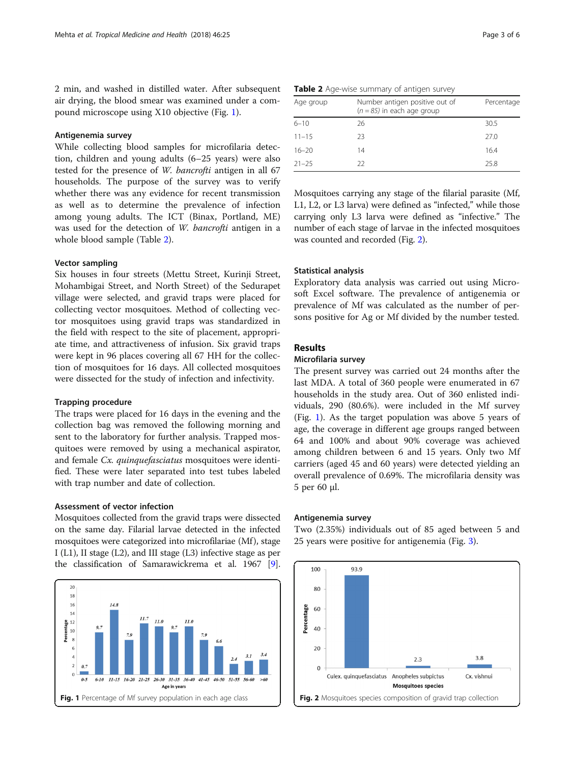2 min, and washed in distilled water. After subsequent air drying, the blood smear was examined under a compound microscope using X10 objective (Fig. 1).

### Antigenemia survey

While collecting blood samples for microfilaria detection, children and young adults (6–25 years) were also tested for the presence of *W. bancrofti* antigen in all 67 households. The purpose of the survey was to verify whether there was any evidence for recent transmission as well as to determine the prevalence of infection among young adults. The ICT (Binax, Portland, ME) was used for the detection of *W. bancrofti* antigen in a whole blood sample (Table 2).

### Vector sampling

Six houses in four streets (Mettu Street, Kurinji Street, Mohambigai Street, and North Street) of the Sedurapet village were selected, and gravid traps were placed for collecting vector mosquitoes. Method of collecting vector mosquitoes using gravid traps was standardized in the field with respect to the site of placement, appropriate time, and attractiveness of infusion. Six gravid traps were kept in 96 places covering all 67 HH for the collection of mosquitoes for 16 days. All collected mosquitoes were dissected for the study of infection and infectivity.

### Trapping procedure

The traps were placed for 16 days in the evening and the collection bag was removed the following morning and sent to the laboratory for further analysis. Trapped mosquitoes were removed by using a mechanical aspirator, and female *Cx. quinquefasciatus* mosquitoes were identified. These were later separated into test tubes labeled with trap number and date of collection.

### Assessment of vector infection

Mosquitoes collected from the gravid traps were dissected on the same day. Filarial larvae detected in the infected mosquitoes were categorized into microfilariae (Mf), stage I (L1), II stage (L2), and III stage (L3) infective stage as per the classification of Samarawickrema et al. 1967 [9].

Fig. 1 Percentage of Mf survey population in each age class

**Table 2** Age-wise summary of antigen survey

| Age group | Number antigen positive out of (*n = 85*) in each age group | Percentage |
|---|---|---|
| 6–10 | 26 | 30.5 |
| 11–15 | 23 | 27.0 |
| 16–20 | 14 | 16.4 |
| 21–25 | 22 | 25.8 |

Mosquitoes carrying any stage of the filarial parasite (Mf, L1, L2, or L3 larva) were defined as "infected," while those carrying only L3 larva were defined as "infective." The number of each stage of larvae in the infected mosquitoes was counted and recorded (Fig. 2).

### Statistical analysis

Exploratory data analysis was carried out using Microsoft Excel software. The prevalence of antigenemia or prevalence of Mf was calculated as the number of persons positive for Ag or Mf divided by the number tested.

## Results

### Microfilaria survey

The present survey was carried out 24 months after the last MDA. A total of 360 people were enumerated in 67 households in the study area. Out of 360 enlisted individuals, 290 (80.6%). were included in the Mf survey (Fig. 1). As the target population was above 5 years of age, the coverage in different age groups ranged between 64 and 100% and about 90% coverage was achieved among children between 6 and 15 years. Only two Mf carriers (aged 45 and 60 years) were detected yielding an overall prevalence of 0.69%. The microfilaria density was 5 per 60 μl.

### Antigenemia survey

Two (2.35%) individuals out of 85 aged between 5 and 25 years were positive for antigenemia (Fig. 3).

Fig. 2 Mosquitoes species composition of gravid trap collection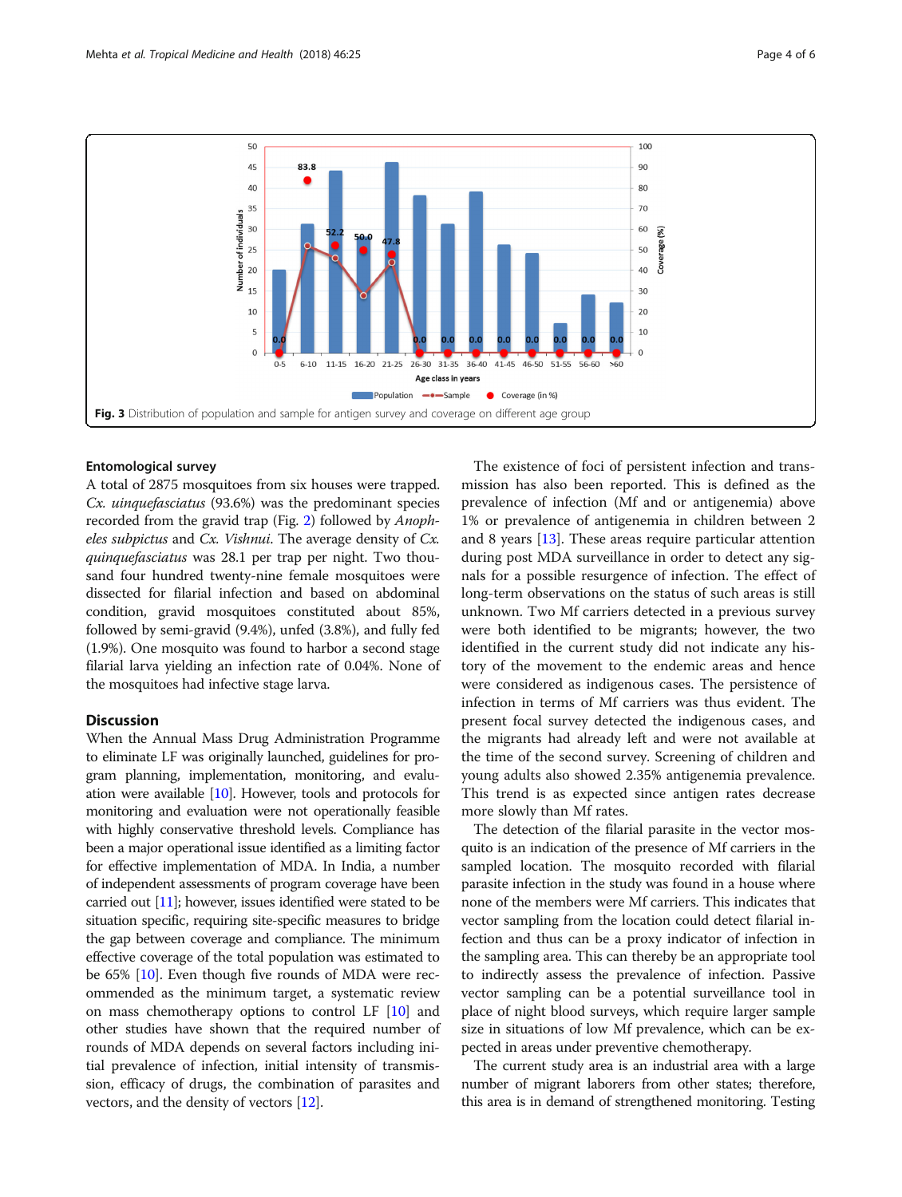50
45
40
35
30
25
20
15
10
5
0

100
90
80
70
60
50
40
30
20
10
0

Number of individuals

Coverage (%)

83.8
52.2
50.0
47.8
0.0
0.0
0.0
0.0
0.0
0.0
0.0
0.0
0.0

0-5
6-10
11-15
16-20
21-25
26-30
31-35
36-40
41-45
46-50
51-55
56-60
>60

Age class in years

Population
Sample
Coverage (in %)

**Fig. 3** Distribution of population and sample for antigen survey and coverage on different age group

### Entomological survey

A total of 2875 mosquitoes from six houses were trapped. *Cx. uinquefasciatus* (93.6%) was the predominant species recorded from the gravid trap (Fig. 2) followed by *Anopheles subpictus* and *Cx. Vishnui*. The average density of *Cx. quinquefasciatus* was 28.1 per trap per night. Two thousand four hundred twenty-nine female mosquitoes were dissected for filarial infection and based on abdominal condition, gravid mosquitoes constituted about 85%, followed by semi-gravid (9.4%), unfed (3.8%), and fully fed (1.9%). One mosquito was found to harbor a second stage filarial larva yielding an infection rate of 0.04%. None of the mosquitoes had infective stage larva.

## Discussion

When the Annual Mass Drug Administration Programme to eliminate LF was originally launched, guidelines for program planning, implementation, monitoring, and evaluation were available [10]. However, tools and protocols for monitoring and evaluation were not operationally feasible with highly conservative threshold levels. Compliance has been a major operational issue identified as a limiting factor for effective implementation of MDA. In India, a number of independent assessments of program coverage have been carried out [11]; however, issues identified were stated to be situation specific, requiring site-specific measures to bridge the gap between coverage and compliance. The minimum effective coverage of the total population was estimated to be 65% [10]. Even though five rounds of MDA were recommended as the minimum target, a systematic review on mass chemotherapy options to control LF [10] and other studies have shown that the required number of rounds of MDA depends on several factors including initial prevalence of infection, initial intensity of transmission, efficacy of drugs, the combination of parasites and vectors, and the density of vectors [12].

The existence of foci of persistent infection and transmission has also been reported. This is defined as the prevalence of infection (Mf and or antigenemia) above 1% or prevalence of antigenemia in children between 2 and 8 years [13]. These areas require particular attention during post MDA surveillance in order to detect any signals for a possible resurgence of infection. The effect of long-term observations on the status of such areas is still unknown. Two Mf carriers detected in a previous survey were both identified to be migrants; however, the two identified in the current study did not indicate any history of the movement to the endemic areas and hence were considered as indigenous cases. The persistence of infection in terms of Mf carriers was thus evident. The present focal survey detected the indigenous cases, and the migrants had already left and were not available at the time of the second survey. Screening of children and young adults also showed 2.35% antigenemia prevalence. This trend is as expected since antigen rates decrease more slowly than Mf rates.

The detection of the filarial parasite in the vector mosquito is an indication of the presence of Mf carriers in the sampled location. The mosquito recorded with filarial parasite infection in the study was found in a house where none of the members were Mf carriers. This indicates that vector sampling from the location could detect filarial infection and thus can be a proxy indicator of infection in the sampling area. This can thereby be an appropriate tool to indirectly assess the prevalence of infection. Passive vector sampling can be a potential surveillance tool in place of night blood surveys, which require larger sample size in situations of low Mf prevalence, which can be expected in areas under preventive chemotherapy.

The current study area is an industrial area with a large number of migrant laborers from other states; therefore, this area is in demand of strengthened monitoring. Testing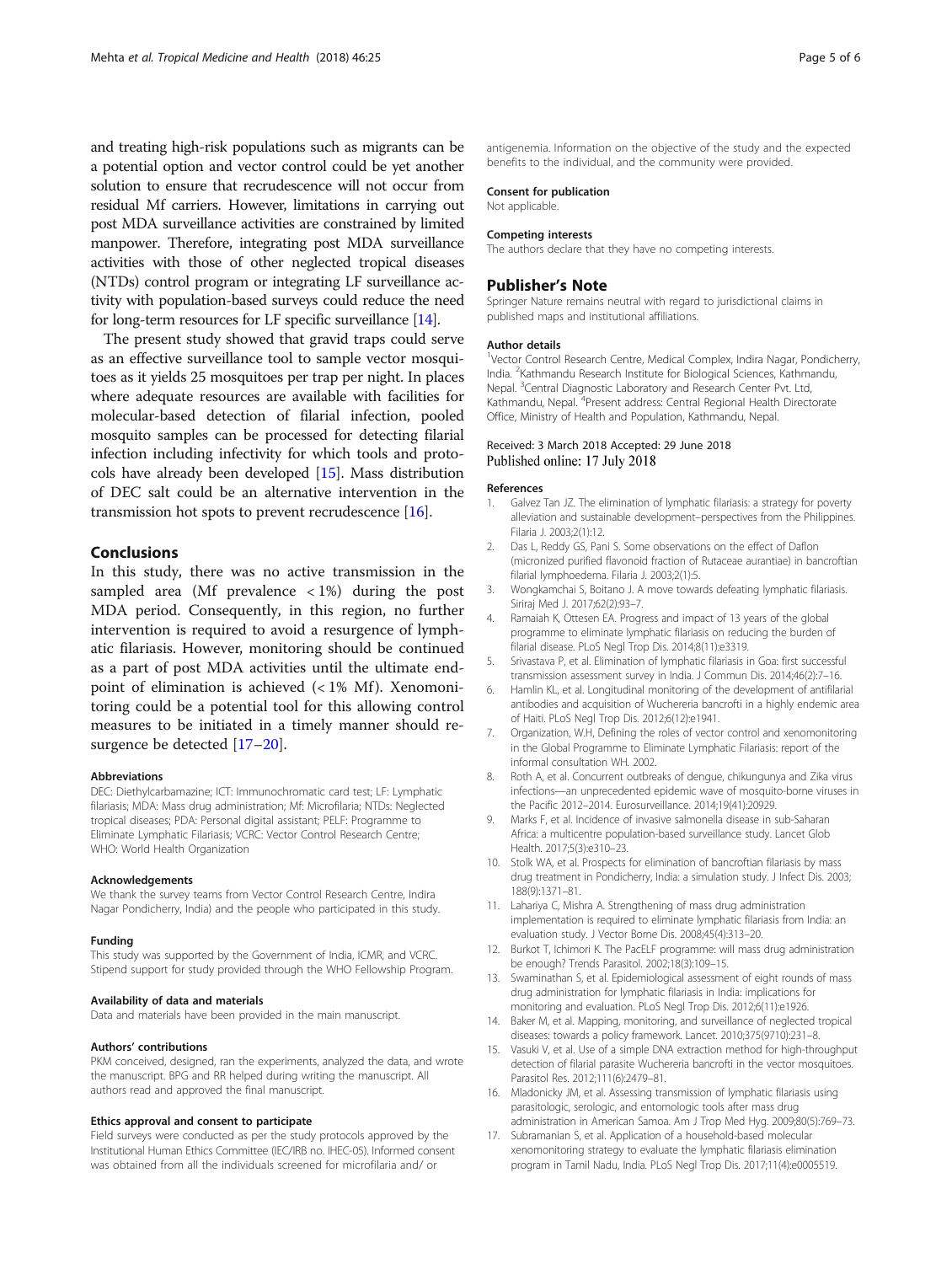and treating high-risk populations such as migrants can be a potential option and vector control could be yet another solution to ensure that recrudescence will not occur from residual Mf carriers. However, limitations in carrying out post MDA surveillance activities are constrained by limited manpower. Therefore, integrating post MDA surveillance activities with those of other neglected tropical diseases (NTDs) control program or integrating LF surveillance activity with population-based surveys could reduce the need for long-term resources for LF specific surveillance [14].

The present study showed that gravid traps could serve as an effective surveillance tool to sample vector mosquitoes as it yields 25 mosquitoes per trap per night. In places where adequate resources are available with facilities for molecular-based detection of filarial infection, pooled mosquito samples can be processed for detecting filarial infection including infectivity for which tools and protocols have already been developed [15]. Mass distribution of DEC salt could be an alternative intervention in the transmission hot spots to prevent recrudescence [16].

## Conclusions

In this study, there was no active transmission in the sampled area (Mf prevalence $< 1\%$) during the post MDA period. Consequently, in this region, no further intervention is required to avoid a resurgence of lymphatic filariasis. However, monitoring should be continued as a part of post MDA activities until the ultimate endpoint of elimination is achieved ($< 1\%$ Mf). Xenomonitoring could be a potential tool for this allowing control measures to be initiated in a timely manner should resurgence be detected [17–20].

#### Abbreviations

DEC: Diethylcarbamazine; ICT: Immunochromatic card test; LF: Lymphatic filariasis; MDA: Mass drug administration; Mf: Microfilaria; NTDs: Neglected tropical diseases; PDA: Personal digital assistant; PELF: Programme to Eliminate Lymphatic Filariasis; VCRC: Vector Control Research Centre; WHO: World Health Organization

#### Acknowledgements

We thank the survey teams from Vector Control Research Centre, Indira Nagar Pondicherry, India) and the people who participated in this study.

#### Funding

This study was supported by the Government of India, ICMR, and VCRC. Stipend support for study provided through the WHO Fellowship Program.

#### Availability of data and materials

Data and materials have been provided in the main manuscript.

#### Authors' contributions

PKM conceived, designed, ran the experiments, analyzed the data, and wrote the manuscript. BPG and RR helped during writing the manuscript. All authors read and approved the final manuscript.

#### Ethics approval and consent to participate

Field surveys were conducted as per the study protocols approved by the Institutional Human Ethics Committee (IEC/IRB no. IHEC-05). Informed consent was obtained from all the individuals screened for microfilaria and/ or antigenemia. Information on the objective of the study and the expected benefits to the individual, and the community were provided.

#### Consent for publication

Not applicable.

#### Competing interests

The authors declare that they have no competing interests.

## Publisher's Note

Springer Nature remains neutral with regard to jurisdictional claims in published maps and institutional affiliations.

#### Author details

[1]Vector Control Research Centre, Medical Complex, Indira Nagar, Pondicherry, India. [2]Kathmandu Research Institute for Biological Sciences, Kathmandu, Nepal. [3]Central Diagnostic Laboratory and Research Center Pvt. Ltd, Kathmandu, Nepal. [4]Present address: Central Regional Health Directorate Office, Ministry of Health and Population, Kathmandu, Nepal.

Received: 3 March 2018 Accepted: 29 June 2018
Published online: 17 July 2018

#### References

1. Galvez Tan JZ. The elimination of lymphatic filariasis: a strategy for poverty alleviation and sustainable development–perspectives from the Philippines. Filaria J. 2003;2(1):12.
2. Das L, Reddy GS, Pani S. Some observations on the effect of Daflon (micronized purified flavonoid fraction of Rutaceae aurantiae) in bancroftian filarial lymphoedema. Filaria J. 2003;2(1):5.
3. Wongkamchai S, Boitano J. A move towards defeating lymphatic filariasis. Siriraj Med J. 2017;62(2):93–7.
4. Ramaiah K, Ottesen EA. Progress and impact of 13 years of the global programme to eliminate lymphatic filariasis on reducing the burden of filarial disease. PLoS Negl Trop Dis. 2014;8(11):e3319.
5. Srivastava P, et al. Elimination of lymphatic filariasis in Goa: first successful transmission assessment survey in India. J Commun Dis. 2014;46(2):7–16.
6. Hamlin KL, et al. Longitudinal monitoring of the development of antifilarial antibodies and acquisition of Wuchereria bancrofti in a highly endemic area of Haiti. PLoS Negl Trop Dis. 2012;6(12):e1941.
7. Organization, W.H, Defining the roles of vector control and xenomonitoring in the Global Programme to Eliminate Lymphatic Filariasis: report of the informal consultation WH. 2002.
8. Roth A, et al. Concurrent outbreaks of dengue, chikungunya and Zika virus infections—an unprecedented epidemic wave of mosquito-borne viruses in the Pacific 2012–2014. Eurosurveillance. 2014;19(41):20929.
9. Marks F, et al. Incidence of invasive salmonella disease in sub-Saharan Africa: a multicentre population-based surveillance study. Lancet Glob Health. 2017;5(3):e310–23.
10. Stolk WA, et al. Prospects for elimination of bancroftian filariasis by mass drug treatment in Pondicherry, India: a simulation study. J Infect Dis. 2003; 188(9):1371–81.
11. Lahariya C, Mishra A. Strengthening of mass drug administration implementation is required to eliminate lymphatic filariasis from India: an evaluation study. J Vector Borne Dis. 2008;45(4):313–20.
12. Burkot T, Ichimori K. The PacELF programme: will mass drug administration be enough? Trends Parasitol. 2002;18(3):109–15.
13. Swaminathan S, et al. Epidemiological assessment of eight rounds of mass drug administration for lymphatic filariasis in India: implications for monitoring and evaluation. PLoS Negl Trop Dis. 2012;6(11):e1926.
14. Baker M, et al. Mapping, monitoring, and surveillance of neglected tropical diseases: towards a policy framework. Lancet. 2010;375(9710):231–8.
15. Vasuki V, et al. Use of a simple DNA extraction method for high-throughput detection of filarial parasite Wuchereria bancrofti in the vector mosquitoes. Parasitol Res. 2012;111(6):2479–81.
16. Mladonicky JM, et al. Assessing transmission of lymphatic filariasis using parasitologic, serologic, and entomologic tools after mass drug administration in American Samoa. Am J Trop Med Hyg. 2009;80(5):769–73.
17. Subramanian S, et al. Application of a household-based molecular xenomonitoring strategy to evaluate the lymphatic filariasis elimination program in Tamil Nadu, India. PLoS Negl Trop Dis. 2017;11(4):e0005519.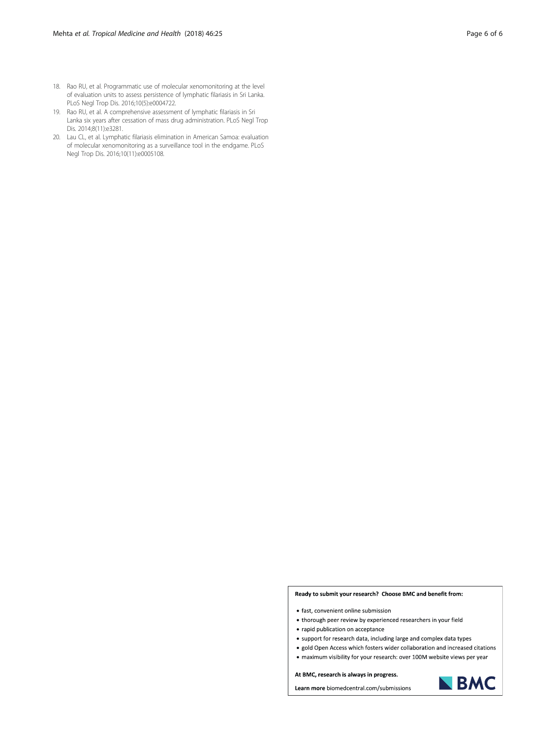18. Rao RU, et al. Programmatic use of molecular xenomonitoring at the level of evaluation units to assess persistence of lymphatic filariasis in Sri Lanka. PLoS Negl Trop Dis. 2016;10(5):e0004722.
19. Rao RU, et al. A comprehensive assessment of lymphatic filariasis in Sri Lanka six years after cessation of mass drug administration. PLoS Negl Trop Dis. 2014;8(11):e3281.
20. Lau CL, et al. Lymphatic filariasis elimination in American Samoa: evaluation of molecular xenomonitoring as a surveillance tool in the endgame. PLoS Negl Trop Dis. 2016;10(11):e0005108.

**Ready to submit your research? Choose BMC and benefit from:**

- fast, convenient online submission
- thorough peer review by experienced researchers in your field
- rapid publication on acceptance
- support for research data, including large and complex data types
- gold Open Access which fosters wider collaboration and increased citations
- maximum visibility for your research: over 100M website views per year

**At BMC, research is always in progress.**

**Learn more** biomedcentral.com/submissions

BMC